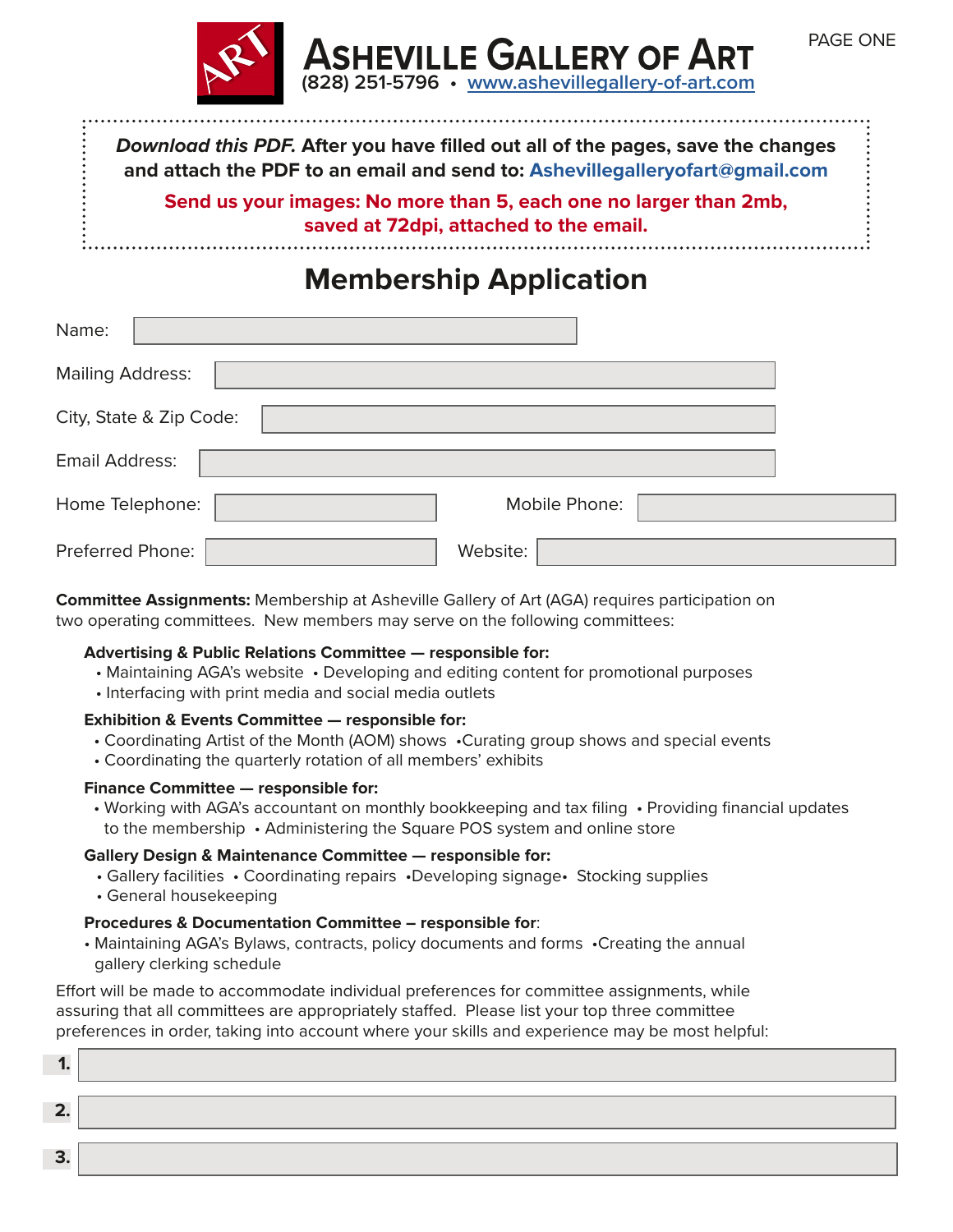# Asheville Gallery of Art

(828) 251-5796 • www.ashevillegallery-of-art.com

PAGE ONE

***Download this PDF.*** **After you have filled out all of the pages, save the changes and attach the PDF to an email and send to: Ashevillegalleryofart@gmail.com**

**Send us your images: No more than 5, each one no larger than 2mb, saved at 72dpi, attached to the email.**

## Membership Application

Name:

Mailing Address:

City, State & Zip Code:

Email Address:

Home Telephone: Mobile Phone:

Preferred Phone: Website:

**Committee Assignments:** Membership at Asheville Gallery of Art (AGA) requires participation on two operating committees. New members may serve on the following committees:

**Advertising & Public Relations Committee — responsible for:**
- Maintaining AGA's website • Developing and editing content for promotional purposes
- Interfacing with print media and social media outlets

**Exhibition & Events Committee — responsible for:**
- Coordinating Artist of the Month (AOM) shows •Curating group shows and special events
- Coordinating the quarterly rotation of all members' exhibits

**Finance Committee — responsible for:**
- Working with AGA's accountant on monthly bookkeeping and tax filing • Providing financial updates to the membership • Administering the Square POS system and online store

**Gallery Design & Maintenance Committee — responsible for:**
- Gallery facilities • Coordinating repairs •Developing signage• Stocking supplies
- General housekeeping

**Procedures & Documentation Committee – responsible for**:
- Maintaining AGA's Bylaws, contracts, policy documents and forms •Creating the annual gallery clerking schedule

Effort will be made to accommodate individual preferences for committee assignments, while assuring that all committees are appropriately staffed. Please list your top three committee preferences in order, taking into account where your skills and experience may be most helpful:

**1.**

**2.**

**3.**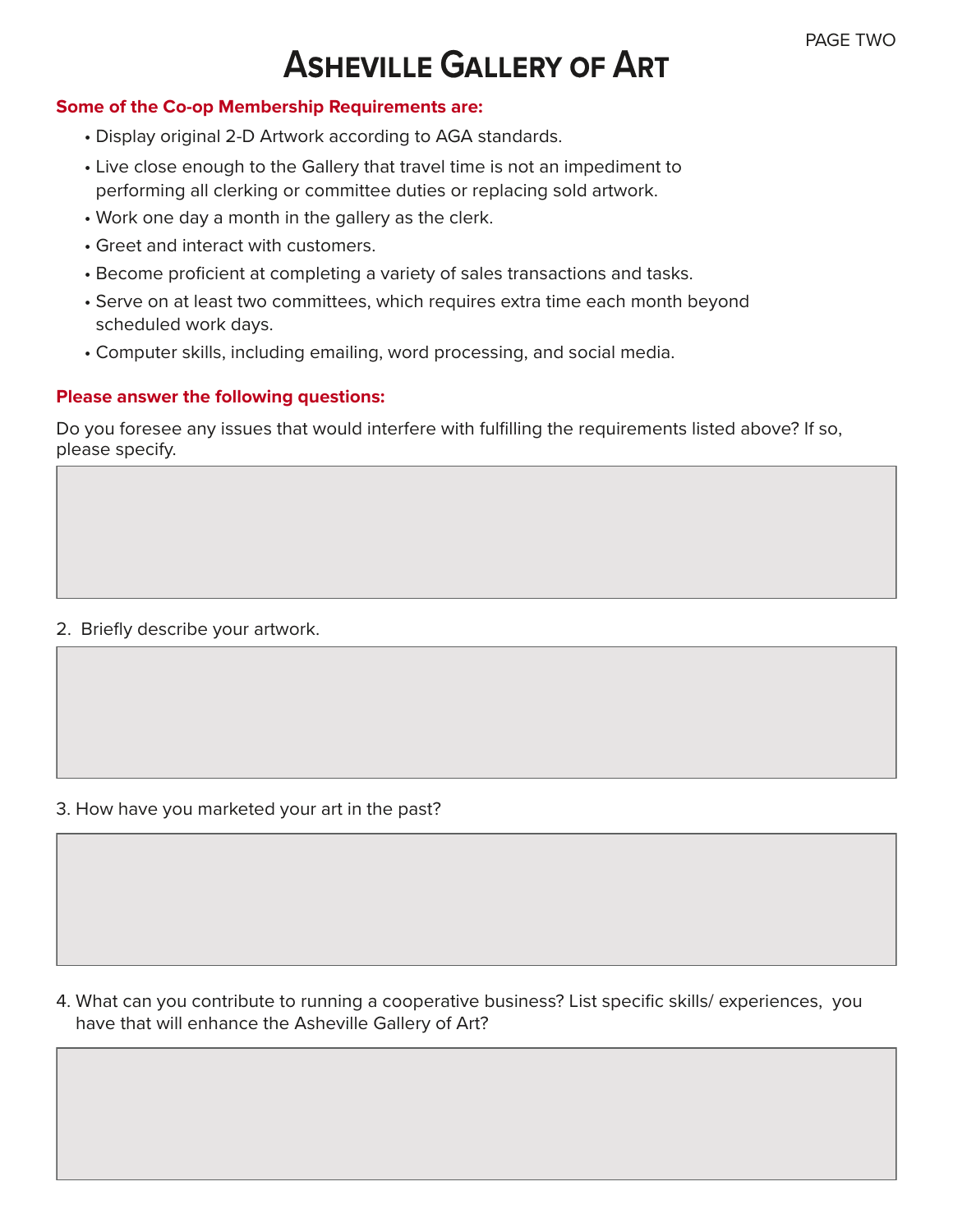# Asheville Gallery of Art

**Some of the Co-op Membership Requirements are:**

- Display original 2-D Artwork according to AGA standards.
- Live close enough to the Gallery that travel time is not an impediment to performing all clerking or committee duties or replacing sold artwork.
- Work one day a month in the gallery as the clerk.
- Greet and interact with customers.
- Become proficient at completing a variety of sales transactions and tasks.
- Serve on at least two committees, which requires extra time each month beyond scheduled work days.
- Computer skills, including emailing, word processing, and social media.

**Please answer the following questions:**

Do you foresee any issues that would interfere with fulfilling the requirements listed above? If so, please specify.

2. Briefly describe your artwork.

3. How have you marketed your art in the past?

4. What can you contribute to running a cooperative business? List specific skills/ experiences, you have that will enhance the Asheville Gallery of Art?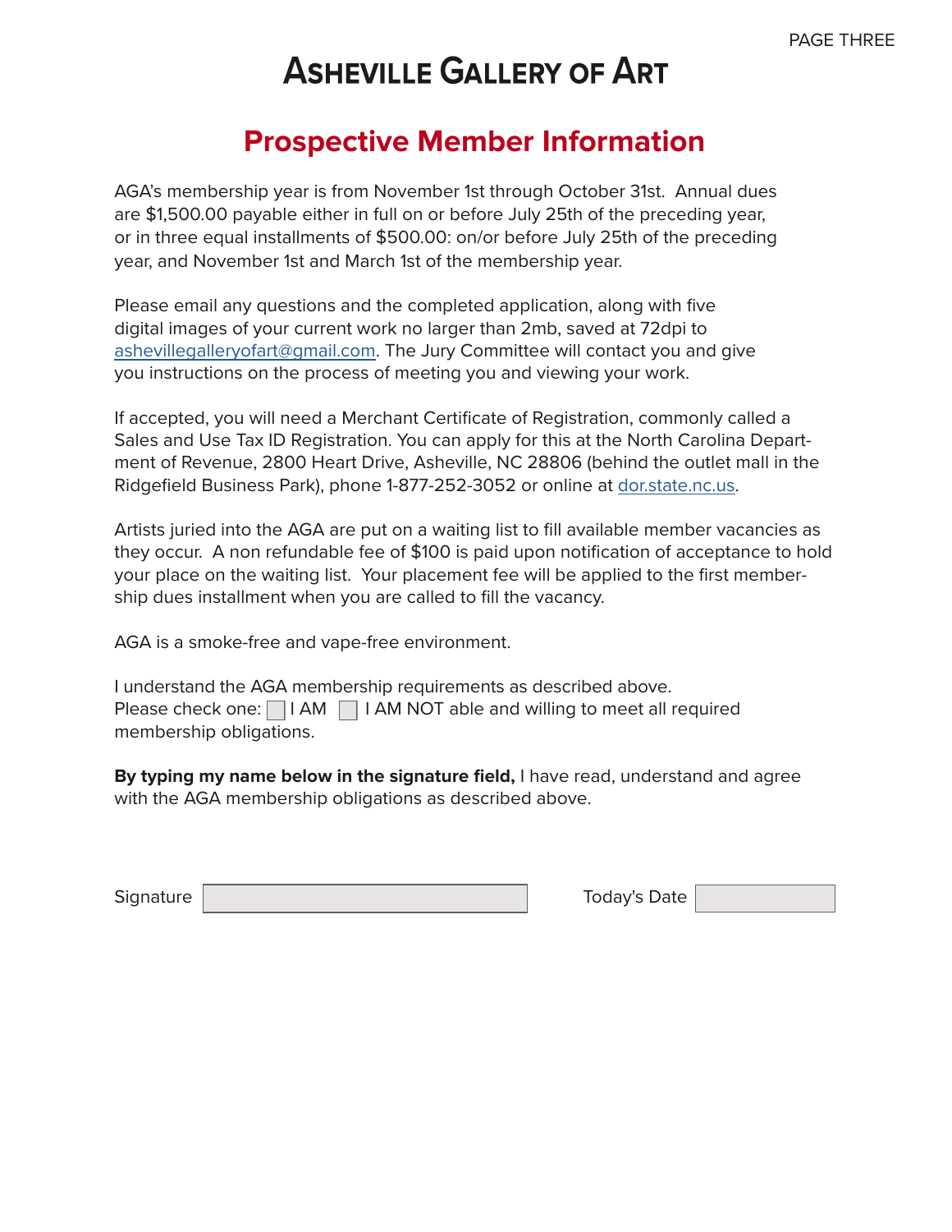# Asheville Gallery of Art

## Prospective Member Information

AGA's membership year is from November 1st through October 31st. Annual dues are $1,500.00 payable either in full on or before July 25th of the preceding year, or in three equal installments of $500.00: on/or before July 25th of the preceding year, and November 1st and March 1st of the membership year.

Please email any questions and the completed application, along with five digital images of your current work no larger than 2mb, saved at 72dpi to ashevillegalleryofart@gmail.com. The Jury Committee will contact you and give you instructions on the process of meeting you and viewing your work.

If accepted, you will need a Merchant Certificate of Registration, commonly called a Sales and Use Tax ID Registration. You can apply for this at the North Carolina Department of Revenue, 2800 Heart Drive, Asheville, NC 28806 (behind the outlet mall in the Ridgefield Business Park), phone 1-877-252-3052 or online at dor.state.nc.us.

Artists juried into the AGA are put on a waiting list to fill available member vacancies as they occur. A non refundable fee of $100 is paid upon notification of acceptance to hold your place on the waiting list. Your placement fee will be applied to the first membership dues installment when you are called to fill the vacancy.

AGA is a smoke-free and vape-free environment.

I understand the AGA membership requirements as described above.
Please check one: ☐ I AM ☐ I AM NOT able and willing to meet all required membership obligations.

**By typing my name below in the signature field,** I have read, understand and agree with the AGA membership obligations as described above.

Signature ____________________ Today's Date __________